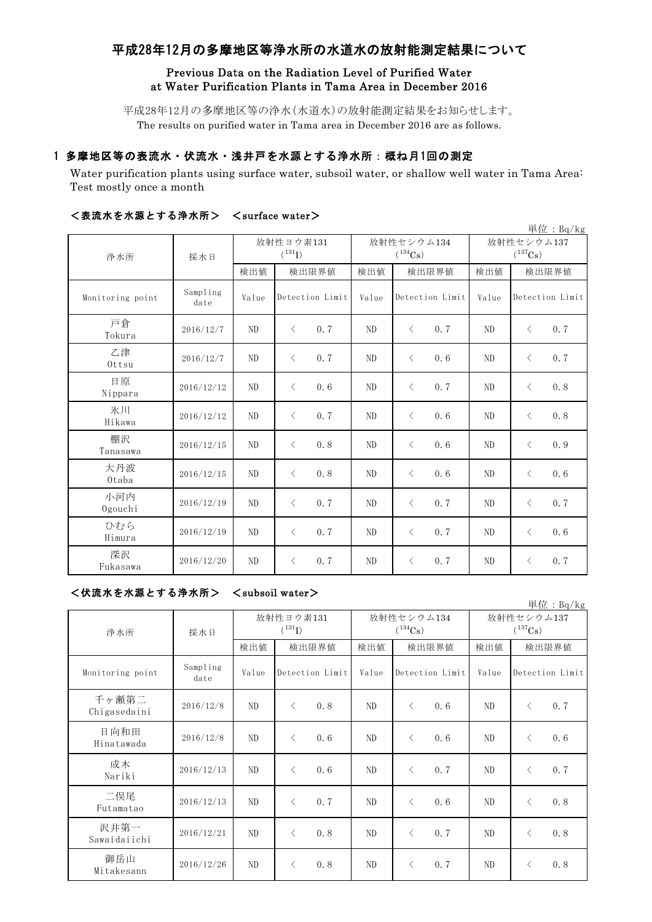# 平成28年12月の多摩地区等浄水所の水道水の放射能測定結果について

## Previous Data on the Radiation Level of Purified Water at Water Purification Plants in Tama Area in December 2016

平成28年12月の多摩地区等の浄水(水道水)の放射能測定結果をお知らせします。
The results on purified water in Tama area in December 2016 are as follows.

### 1 多摩地区等の表流水・伏流水・浅井戸を水源とする浄水所：概ね月1回の測定

Water purification plants using surface water, subsoil water, or shallow well water in Tama Area: Test mostly once a month

#### ＜表流水を水源とする浄水所＞　＜surface water＞

単位：Bq/kg

| 浄水所 | 採水日 | 放射性ヨウ素131 ($^{131}$I) | | 放射性セシウム134 ($^{134}$Cs) | | 放射性セシウム137 ($^{137}$Cs) | |
|---|---|---|---|---|---|---|---|
| | | 検出値 | 検出限界値 | 検出値 | 検出限界値 | 検出値 | 検出限界値 |
| Monitoring point | Sampling date | Value | Detection Limit | Value | Detection Limit | Value | Detection Limit |
| 戸倉 Tokura | 2016/12/7 | ND | ＜　0.7 | ND | ＜　0.7 | ND | ＜　0.7 |
| 乙津 Ottsu | 2016/12/7 | ND | ＜　0.7 | ND | ＜　0.6 | ND | ＜　0.7 |
| 日原 Nippara | 2016/12/12 | ND | ＜　0.6 | ND | ＜　0.7 | ND | ＜　0.8 |
| 氷川 Hikawa | 2016/12/12 | ND | ＜　0.7 | ND | ＜　0.6 | ND | ＜　0.8 |
| 棚沢 Tanasawa | 2016/12/15 | ND | ＜　0.8 | ND | ＜　0.6 | ND | ＜　0.9 |
| 大丹波 Otaba | 2016/12/15 | ND | ＜　0.8 | ND | ＜　0.6 | ND | ＜　0.6 |
| 小河内 Ogouchi | 2016/12/19 | ND | ＜　0.7 | ND | ＜　0.7 | ND | ＜　0.7 |
| ひむら Himura | 2016/12/19 | ND | ＜　0.7 | ND | ＜　0.7 | ND | ＜　0.6 |
| 深沢 Fukasawa | 2016/12/20 | ND | ＜　0.7 | ND | ＜　0.7 | ND | ＜　0.7 |

#### ＜伏流水を水源とする浄水所＞　＜subsoil water＞

単位：Bq/kg

| 浄水所 | 採水日 | 放射性ヨウ素131 ($^{131}$I) | | 放射性セシウム134 ($^{134}$Cs) | | 放射性セシウム137 ($^{137}$Cs) | |
|---|---|---|---|---|---|---|---|
| | | 検出値 | 検出限界値 | 検出値 | 検出限界値 | 検出値 | 検出限界値 |
| Monitoring point | Sampling date | Value | Detection Limit | Value | Detection Limit | Value | Detection Limit |
| 千ヶ瀬第二 Chigasedaini | 2016/12/8 | ND | ＜　0.8 | ND | ＜　0.6 | ND | ＜　0.7 |
| 日向和田 Hinatawada | 2016/12/8 | ND | ＜　0.6 | ND | ＜　0.6 | ND | ＜　0.6 |
| 成木 Nariki | 2016/12/13 | ND | ＜　0.6 | ND | ＜　0.7 | ND | ＜　0.7 |
| 二俣尾 Futamatao | 2016/12/13 | ND | ＜　0.7 | ND | ＜　0.6 | ND | ＜　0.8 |
| 沢井第一 Sawaidaiichi | 2016/12/21 | ND | ＜　0.8 | ND | ＜　0.7 | ND | ＜　0.8 |
| 御岳山 Mitakesann | 2016/12/26 | ND | ＜　0.8 | ND | ＜　0.7 | ND | ＜　0.8 |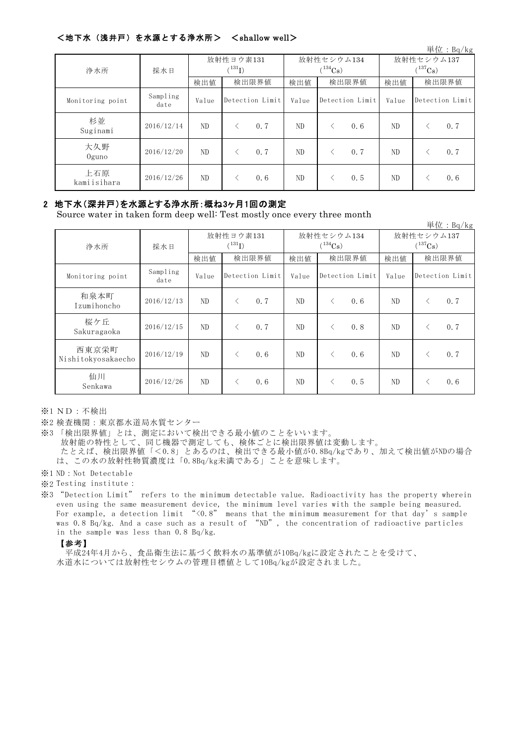## ＜地下水（浅井戸）を水源とする浄水所＞　＜shallow well＞

単位：Bq/kg

| 浄水所 | 採水日 | 放射性ヨウ素131 ($^{131}I$) | | 放射性セシウム134 ($^{134}Cs$) | | 放射性セシウム137 ($^{137}Cs$) | |
|---|---|---|---|---|---|---|---|
| | | 検出値 | 検出限界値 | 検出値 | 検出限界値 | 検出値 | 検出限界値 |
| Monitoring point | Sampling date | Value | Detection Limit | Value | Detection Limit | Value | Detection Limit |
| 杉並 Suginami | 2016/12/14 | ND | ＜　0.7 | ND | ＜　0.6 | ND | ＜　0.7 |
| 大久野 Oguno | 2016/12/20 | ND | ＜　0.7 | ND | ＜　0.7 | ND | ＜　0.7 |
| 上石原 kamiisihara | 2016/12/26 | ND | ＜　0.6 | ND | ＜　0.5 | ND | ＜　0.6 |

## 2 地下水(深井戸)を水源とする浄水所：概ね3ヶ月1回の測定

Source water in taken form deep well: Test mostly once every three month

単位：Bq/kg

| 浄水所 | 採水日 | 放射性ヨウ素131 ($^{131}I$) | | 放射性セシウム134 ($^{134}Cs$) | | 放射性セシウム137 ($^{137}Cs$) | |
|---|---|---|---|---|---|---|---|
| | | 検出値 | 検出限界値 | 検出値 | 検出限界値 | 検出値 | 検出限界値 |
| Monitoring point | Sampling date | Value | Detection Limit | Value | Detection Limit | Value | Detection Limit |
| 和泉本町 Izumihoncho | 2016/12/13 | ND | ＜　0.7 | ND | ＜　0.6 | ND | ＜　0.7 |
| 桜ケ丘 Sakuragaoka | 2016/12/15 | ND | ＜　0.7 | ND | ＜　0.8 | ND | ＜　0.7 |
| 西東京栄町 Nishitokyosakaecho | 2016/12/19 | ND | ＜　0.6 | ND | ＜　0.6 | ND | ＜　0.7 |
| 仙川 Senkawa | 2016/12/26 | ND | ＜　0.6 | ND | ＜　0.5 | ND | ＜　0.6 |

※1 ND：不検出

※2 検査機関：東京都水道局水質センター

※3 「検出限界値」とは、測定において検出できる最小値のことをいいます。
放射能の特性として、同じ機器で測定しても、検体ごとに検出限界値は変動します。
たとえば、検出限界値「＜0.8」とあるのは、検出できる最小値が0.8Bq/kgであり、加えて検出値がNDの場合は、この水の放射性物質濃度は「0.8Bq/kg未満である」ことを意味します。

※1 ND：Not Detectable

※2 Testing institute：

※3 "Detection Limit" refers to the minimum detectable value. Radioactivity has the property wherein even using the same measurement device, the minimum level varies with the sample being measured. For example, a detection limit "<0.8" means that the minimum measurement for that day's sample was 0.8 Bq/kg. And a case such as a result of "ND", the concentration of radioactive particles in the sample was less than 0.8 Bq/kg.

【参考】

平成24年4月から、食品衛生法に基づく飲料水の基準値が10Bq/kgに設定されたことを受けて、水道水については放射性セシウムの管理目標値として10Bq/kgが設定されました。